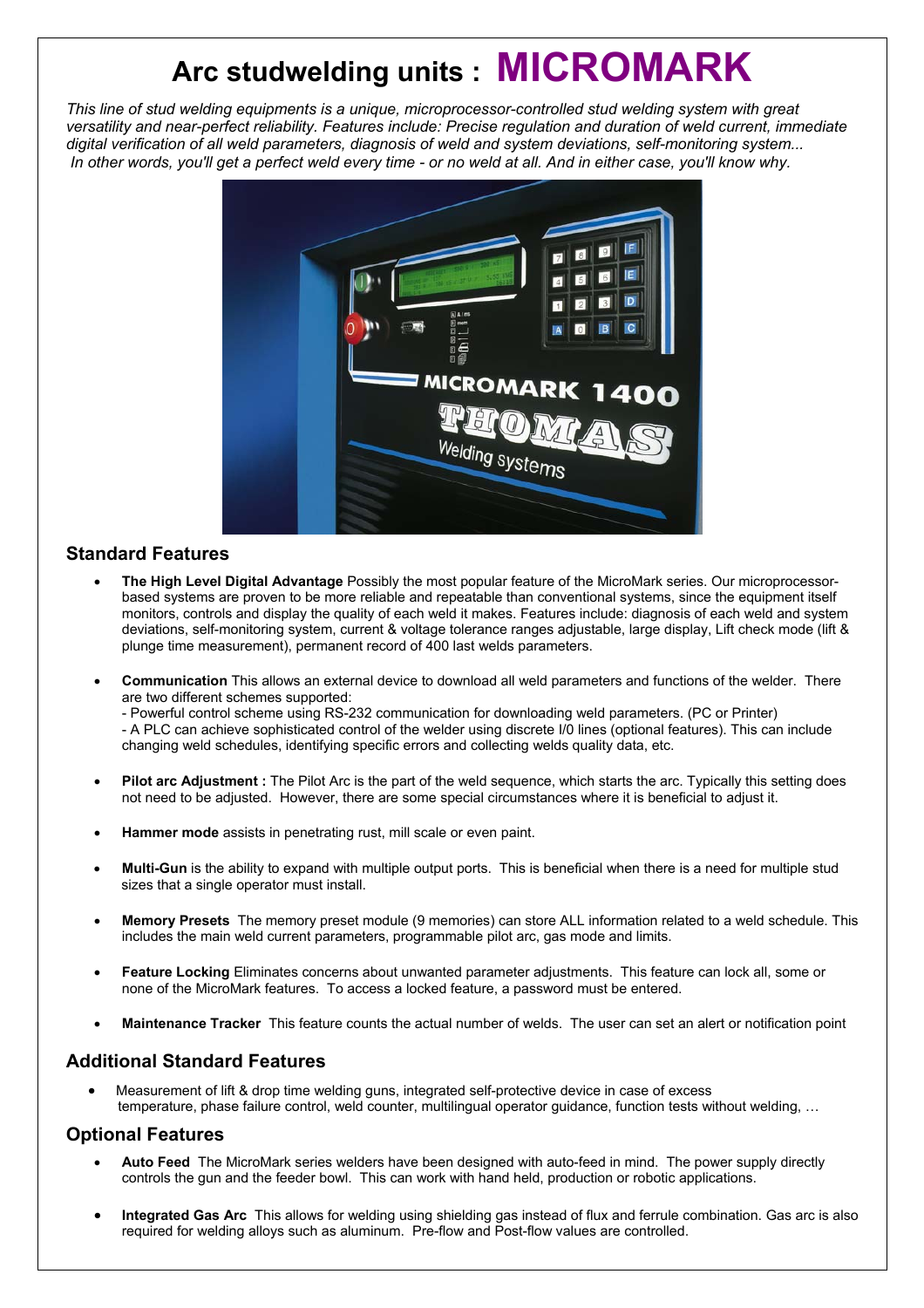# Arc studwelding units : MICROMARK

*This line of stud welding equipments is a unique, microprocessor-controlled stud welding system with great versatility and near-perfect reliability. Features include: Precise regulation and duration of weld current, immediate digital verification of all weld parameters, diagnosis of weld and system deviations, self-monitoring system... In other words, you'll get a perfect weld every time - or no weld at all. And in either case, you'll know why.*

## Standard Features

- **The High Level Digital Advantage** Possibly the most popular feature of the MicroMark series. Our microprocessor-based systems are proven to be more reliable and repeatable than conventional systems, since the equipment itself monitors, controls and display the quality of each weld it makes. Features include: diagnosis of each weld and system deviations, self-monitoring system, current & voltage tolerance ranges adjustable, large display, Lift check mode (lift & plunge time measurement), permanent record of 400 last welds parameters.

- **Communication** This allows an external device to download all weld parameters and functions of the welder. There are two different schemes supported:
  - Powerful control scheme using RS-232 communication for downloading weld parameters. (PC or Printer)
  - A PLC can achieve sophisticated control of the welder using discrete I/0 lines (optional features). This can include changing weld schedules, identifying specific errors and collecting welds quality data, etc.

- **Pilot arc Adjustment :** The Pilot Arc is the part of the weld sequence, which starts the arc. Typically this setting does not need to be adjusted. However, there are some special circumstances where it is beneficial to adjust it.

- **Hammer mode** assists in penetrating rust, mill scale or even paint.

- **Multi-Gun** is the ability to expand with multiple output ports. This is beneficial when there is a need for multiple stud sizes that a single operator must install.

- **Memory Presets** The memory preset module (9 memories) can store ALL information related to a weld schedule. This includes the main weld current parameters, programmable pilot arc, gas mode and limits.

- **Feature Locking** Eliminates concerns about unwanted parameter adjustments. This feature can lock all, some or none of the MicroMark features. To access a locked feature, a password must be entered.

- **Maintenance Tracker** This feature counts the actual number of welds. The user can set an alert or notification point

## Additional Standard Features

- Measurement of lift & drop time welding guns, integrated self-protective device in case of excess temperature, phase failure control, weld counter, multilingual operator guidance, function tests without welding, …

## Optional Features

- **Auto Feed** The MicroMark series welders have been designed with auto-feed in mind. The power supply directly controls the gun and the feeder bowl. This can work with hand held, production or robotic applications.

- **Integrated Gas Arc** This allows for welding using shielding gas instead of flux and ferrule combination. Gas arc is also required for welding alloys such as aluminum. Pre-flow and Post-flow values are controlled.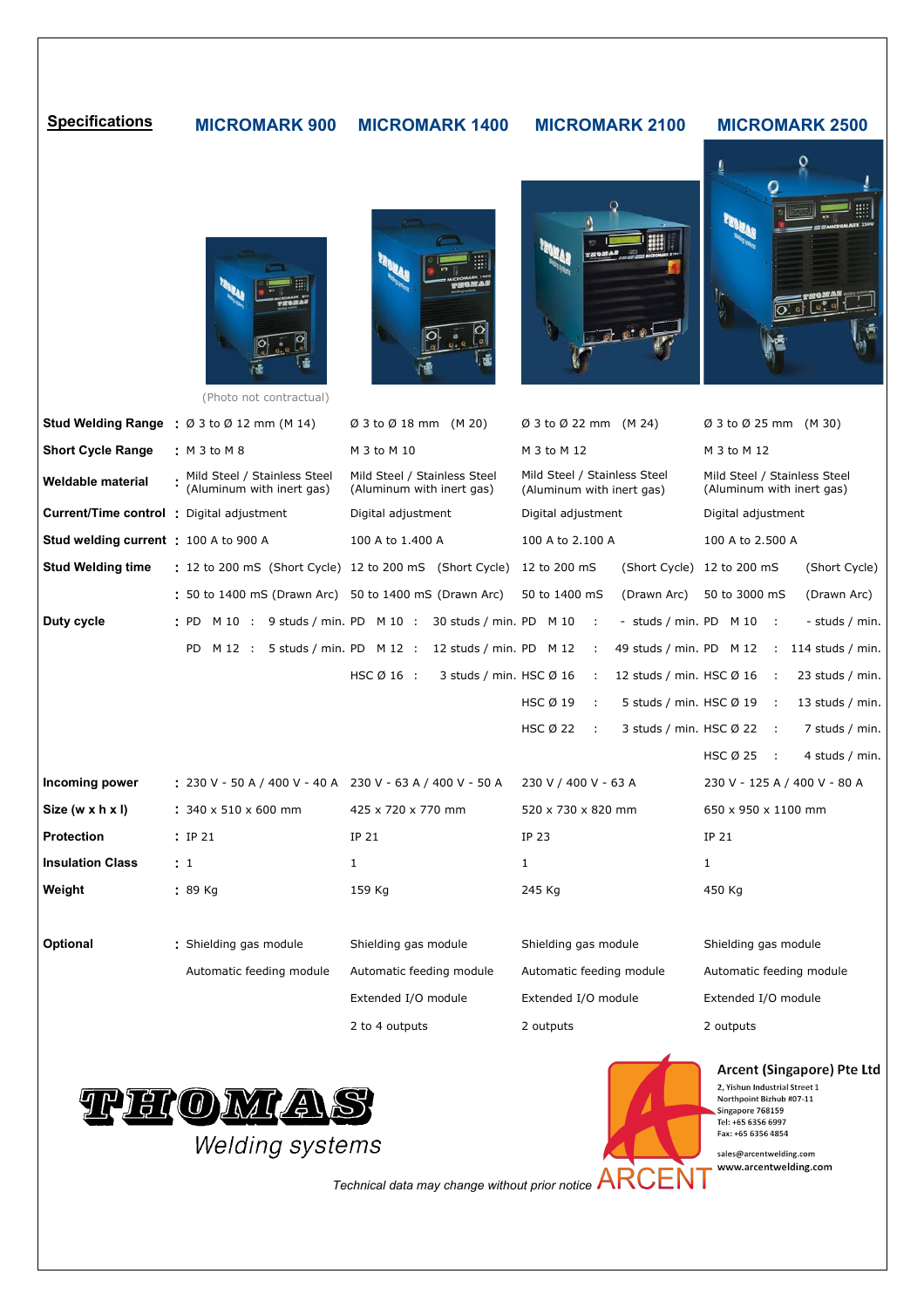## Specifications

| | MICROMARK 900 | MICROMARK 1400 | MICROMARK 2100 | MICROMARK 2500 |
|---|---|---|---|---|
| | (Photo not contractual) | | | |
| **Stud Welding Range** | Ø 3 to Ø 12 mm (M 14) | Ø 3 to Ø 18 mm (M 20) | Ø 3 to Ø 22 mm (M 24) | Ø 3 to Ø 25 mm (M 30) |
| **Short Cycle Range** | M 3 to M 8 | M 3 to M 10 | M 3 to M 12 | M 3 to M 12 |
| **Weldable material** | Mild Steel / Stainless Steel (Aluminum with inert gas) | Mild Steel / Stainless Steel (Aluminum with inert gas) | Mild Steel / Stainless Steel (Aluminum with inert gas) | Mild Steel / Stainless Steel (Aluminum with inert gas) |
| **Current/Time control** | Digital adjustment | Digital adjustment | Digital adjustment | Digital adjustment |
| **Stud welding current** | 100 A to 900 A | 100 A to 1.400 A | 100 A to 2.100 A | 100 A to 2.500 A |
| **Stud Welding time** | 12 to 200 mS (Short Cycle) | 12 to 200 mS (Short Cycle) | 12 to 200 mS (Short Cycle) | 12 to 200 mS (Short Cycle) |
| | 50 to 1400 mS (Drawn Arc) | 50 to 1400 mS (Drawn Arc) | 50 to 1400 mS (Drawn Arc) | 50 to 3000 mS (Drawn Arc) |
| **Duty cycle** | PD M 10 : 9 studs / min. | PD M 10 : 30 studs / min. | PD M 10 : - studs / min. | PD M 10 : - studs / min. |
| | PD M 12 : 5 studs / min. | PD M 12 : 12 studs / min. | PD M 12 : 49 studs / min. | PD M 12 : 114 studs / min. |
| | | HSC Ø 16 : 3 studs / min. | HSC Ø 16 : 12 studs / min. | HSC Ø 16 : 23 studs / min. |
| | | | HSC Ø 19 : 5 studs / min. | HSC Ø 19 : 13 studs / min. |
| | | | HSC Ø 22 : 3 studs / min. | HSC Ø 22 : 7 studs / min. |
| | | | | HSC Ø 25 : 4 studs / min. |
| **Incoming power** | 230 V - 50 A / 400 V - 40 A | 230 V - 63 A / 400 V - 50 A | 230 V / 400 V - 63 A | 230 V - 125 A / 400 V - 80 A |
| **Size (w x h x l)** | 340 x 510 x 600 mm | 425 x 720 x 770 mm | 520 x 730 x 820 mm | 650 x 950 x 1100 mm |
| **Protection** | IP 21 | IP 21 | IP 23 | IP 21 |
| **Insulation Class** | 1 | 1 | 1 | 1 |
| **Weight** | 89 Kg | 159 Kg | 245 Kg | 450 Kg |
| **Optional** | Shielding gas module | Shielding gas module | Shielding gas module | Shielding gas module |
| | Automatic feeding module | Automatic feeding module | Automatic feeding module | Automatic feeding module |
| | | Extended I/O module | Extended I/O module | Extended I/O module |
| | | 2 to 4 outputs | 2 outputs | 2 outputs |

THOMAS
*Welding systems*

*Technical data may change without prior notice*

ARCENT

**Arcent (Singapore) Pte Ltd**
2, Yishun Industrial Street 1
Northpoint Bizhub #07-11
Singapore 768159
Tel: +65 6356 6997
Fax: +65 6356 4854

sales@arcentwelding.com
www.arcentwelding.com